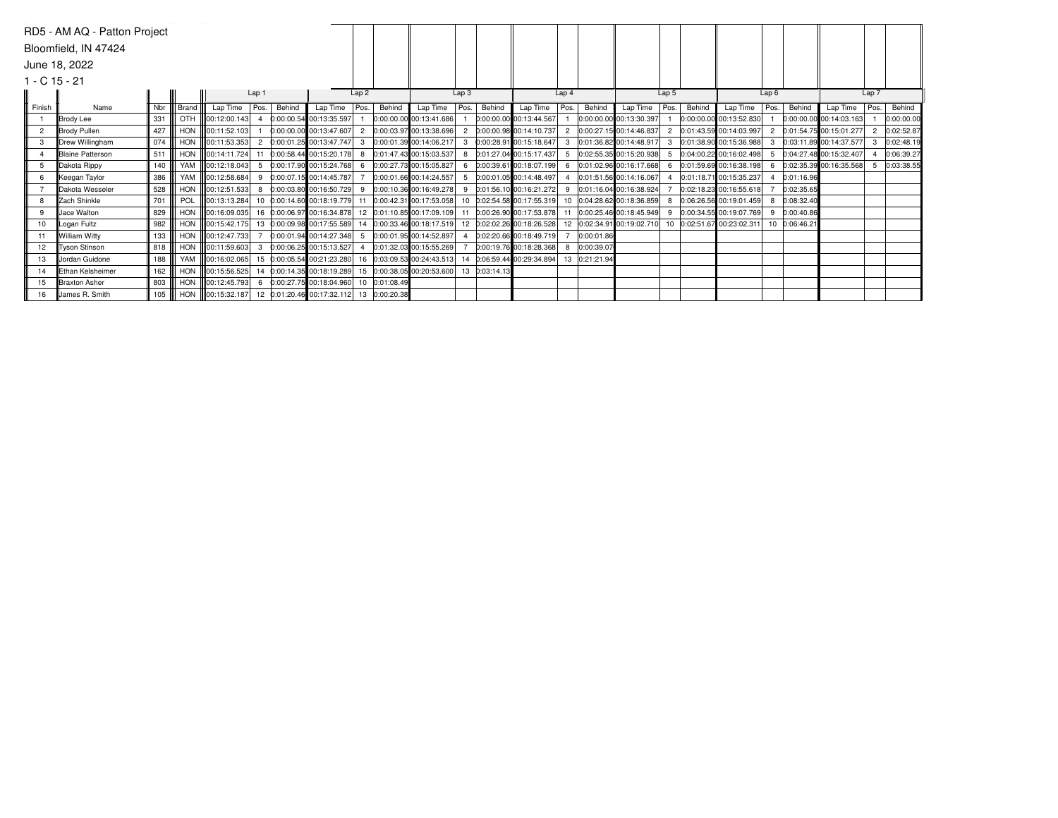RD5 - AM AQ - Patton Project

Bloomfield, IN 47424

June 18, 2022

1 - C 15 - 21

| | | | | Lap 1 | | | Lap 2 | | | Lap 3 | | | Lap 4 | | | Lap 5 | | | Lap 6 | | | Lap 7 | | |
|---|---|---|---|---|---|---|---|---|---|---|---|---|---|---|---|---|---|---|---|---|---|---|---|---|
| Finish | Name | Nbr | Brand | Lap Time | Pos. | Behind | Lap Time | Pos. | Behind | Lap Time | Pos. | Behind | Lap Time | Pos. | Behind | Lap Time | Pos. | Behind | Lap Time | Pos. | Behind | Lap Time | Pos. | Behind |
| 1 | Brody Lee | 331 | OTH | 00:12:00.143 | 4 | 0:00:00.54 | 00:13:35.597 | 1 | 0:00:00.00 | 00:13:41.686 | 1 | 0:00:00.00 | 00:13:44.567 | 1 | 0:00:00.00 | 00:13:30.397 | 1 | 0:00:00.00 | 00:13:52.830 | 1 | 0:00:00.00 | 00:14:03.163 | 1 | 0:00:00.00 |
| 2 | Brody Pullen | 427 | HON | 00:11:52.103 | 1 | 0:00:00.00 | 00:13:47.607 | 2 | 0:00:03.97 | 00:13:38.696 | 2 | 0:00:00.98 | 00:14:10.737 | 2 | 0:00:27.15 | 00:14:46.837 | 2 | 0:01:43.59 | 00:14:03.997 | 2 | 0:01:54.75 | 00:15:01.277 | 2 | 0:02:52.87 |
| 3 | Drew Willingham | 074 | HON | 00:11:53.353 | 2 | 0:00:01.25 | 00:13:47.747 | 3 | 0:00:01.39 | 00:14:06.217 | 3 | 0:00:28.91 | 00:15:18.647 | 3 | 0:01:36.82 | 00:14:48.917 | 3 | 0:01:38.90 | 00:15:36.988 | 3 | 0:03:11.89 | 00:14:37.577 | 3 | 0:02:48.19 |
| 4 | Blaine Patterson | 511 | HON | 00:14:11.724 | 11 | 0:00:58.44 | 00:15:20.178 | 8 | 0:01:47.43 | 00:15:03.537 | 8 | 0:01:27.04 | 00:15:17.437 | 5 | 0:02:55.35 | 00:15:20.938 | 5 | 0:04:00.22 | 00:16:02.498 | 5 | 0:04:27.48 | 00:15:32.407 | 4 | 0:06:39.27 |
| 5 | Dakota Rippy | 140 | YAM | 00:12:18.043 | 5 | 0:00:17.90 | 00:15:24.768 | 6 | 0:00:27.73 | 00:15:05.827 | 6 | 0:00:39.61 | 00:18:07.199 | 6 | 0:01:02.96 | 00:16:17.668 | 6 | 0:01:59.69 | 00:16:38.198 | 6 | 0:02:35.39 | 00:16:35.568 | 5 | 0:03:38.55 |
| 6 | Keegan Taylor | 386 | YAM | 00:12:58.684 | 9 | 0:00:07.15 | 00:14:45.787 | 7 | 0:00:01.66 | 00:14:24.557 | 5 | 0:00:01.05 | 00:14:48.497 | 4 | 0:01:51.56 | 00:14:16.067 | 4 | 0:01:18.71 | 00:15:35.237 | 4 | 0:01:16.96 | | | |
| 7 | Dakota Wesseler | 528 | HON | 00:12:51.533 | 8 | 0:00:03.80 | 00:16:50.729 | 9 | 0:00:10.36 | 00:16:49.278 | 9 | 0:01:56.10 | 00:16:21.272 | 9 | 0:01:16.04 | 00:16:38.924 | 7 | 0:02:18.23 | 00:16:55.618 | 7 | 0:02:35.65 | | | |
| 8 | Zach Shinkle | 701 | POL | 00:13:13.284 | 10 | 0:00:14.60 | 00:18:19.779 | 11 | 0:00:42.31 | 00:17:53.058 | 10 | 0:02:54.58 | 00:17:55.319 | 10 | 0:04:28.62 | 00:18:36.859 | 8 | 0:06:26.56 | 00:19:01.459 | 8 | 0:08:32.40 | | | |
| 9 | Jace Walton | 829 | HON | 00:16:09.035 | 16 | 0:00:06.97 | 00:16:34.878 | 12 | 0:01:10.85 | 00:17:09.109 | 11 | 0:00:26.90 | 00:17:53.878 | 11 | 0:00:25.46 | 00:18:45.949 | 9 | 0:00:34.55 | 00:19:07.769 | 9 | 0:00:40.86 | | | |
| 10 | Logan Fultz | 982 | HON | 00:15:42.175 | 13 | 0:00:09.98 | 00:17:55.589 | 14 | 0:00:33.46 | 00:18:17.519 | 12 | 0:02:02.26 | 00:18:26.528 | 12 | 0:02:34.91 | 00:19:02.710 | 10 | 0:02:51.67 | 00:23:02.311 | 10 | 0:06:46.21 | | | |
| 11 | William Witty | 133 | HON | 00:12:47.733 | 7 | 0:00:01.94 | 00:14:27.348 | 5 | 0:00:01.95 | 00:14:52.897 | 4 | 0:02:20.66 | 00:18:49.719 | 7 | 0:00:01.86 | | | | | | | | | |
| 12 | Tyson Stinson | 818 | HON | 00:11:59.603 | 3 | 0:00:06.25 | 00:15:13.527 | 4 | 0:01:32.03 | 00:15:55.269 | 7 | 0:00:19.76 | 00:18:28.368 | 8 | 0:00:39.07 | | | | | | | | | |
| 13 | Jordan Guidone | 188 | YAM | 00:16:02.065 | 15 | 0:00:05.54 | 00:21:23.280 | 16 | 0:03:09.53 | 00:24:43.513 | 14 | 0:06:59.44 | 00:29:34.894 | 13 | 0:21:21.94 | | | | | | | | | |
| 14 | Ethan Kelsheimer | 162 | HON | 00:15:56.525 | 14 | 0:00:14.35 | 00:18:19.289 | 15 | 0:00:38.05 | 00:20:53.600 | 13 | 0:03:14.13 | | | | | | | | | | | | |
| 15 | Braxton Asher | 803 | HON | 00:12:45.793 | 6 | 0:00:27.75 | 00:18:04.960 | 10 | 0:01:08.49 | | | | | | | | | | | | | | | |
| 16 | James R. Smith | 105 | HON | 00:15:32.187 | 12 | 0:01:20.46 | 00:17:32.112 | 13 | 0:00:20.38 | | | | | | | | | | | | | | | |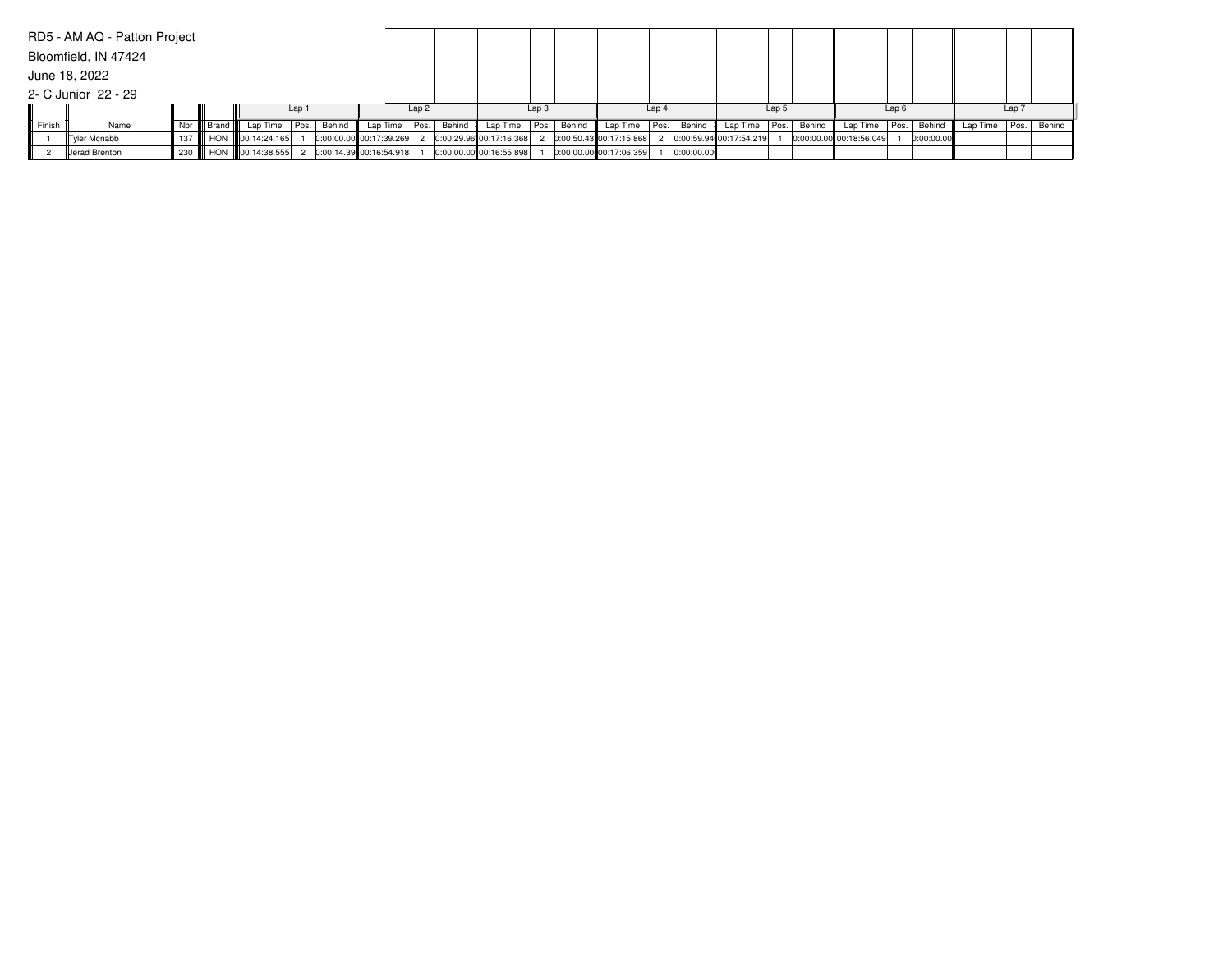RD5 - AM AQ - Patton Project

Bloomfield, IN 47424

June 18, 2022

2- C Junior 22 - 29

| | | | | Lap 1 | | | Lap 2 | | | Lap 3 | | | Lap 4 | | | Lap 5 | | | Lap 6 | | | Lap 7 | | |
|---|---|---|---|---|---|---|---|---|---|---|---|---|---|---|---|---|---|---|---|---|---|---|---|---|
| Finish | Name | Nbr | Brand | Lap Time | Pos. | Behind | Lap Time | Pos. | Behind | Lap Time | Pos. | Behind | Lap Time | Pos. | Behind | Lap Time | Pos. | Behind | Lap Time | Pos. | Behind | Lap Time | Pos. | Behind |
| 1 | Tyler Mcnabb | 137 | HON | 00:14:24.165 | 1 | 0:00:00.00 | 00:17:39.269 | 2 | 0:00:29.96 | 00:17:16.368 | 2 | 0:00:50.43 | 00:17:15.868 | 2 | 0:00:59.94 | 00:17:54.219 | 1 | 0:00:00.00 | 00:18:56.049 | 1 | 0:00:00.00 | | | |
| 2 | Jerad Brenton | 230 | HON | 00:14:38.555 | 2 | 0:00:14.39 | 00:16:54.918 | 1 | 0:00:00.00 | 00:16:55.898 | 1 | 0:00:00.00 | 00:17:06.359 | 1 | 0:00:00.00 | | | | | | | | | |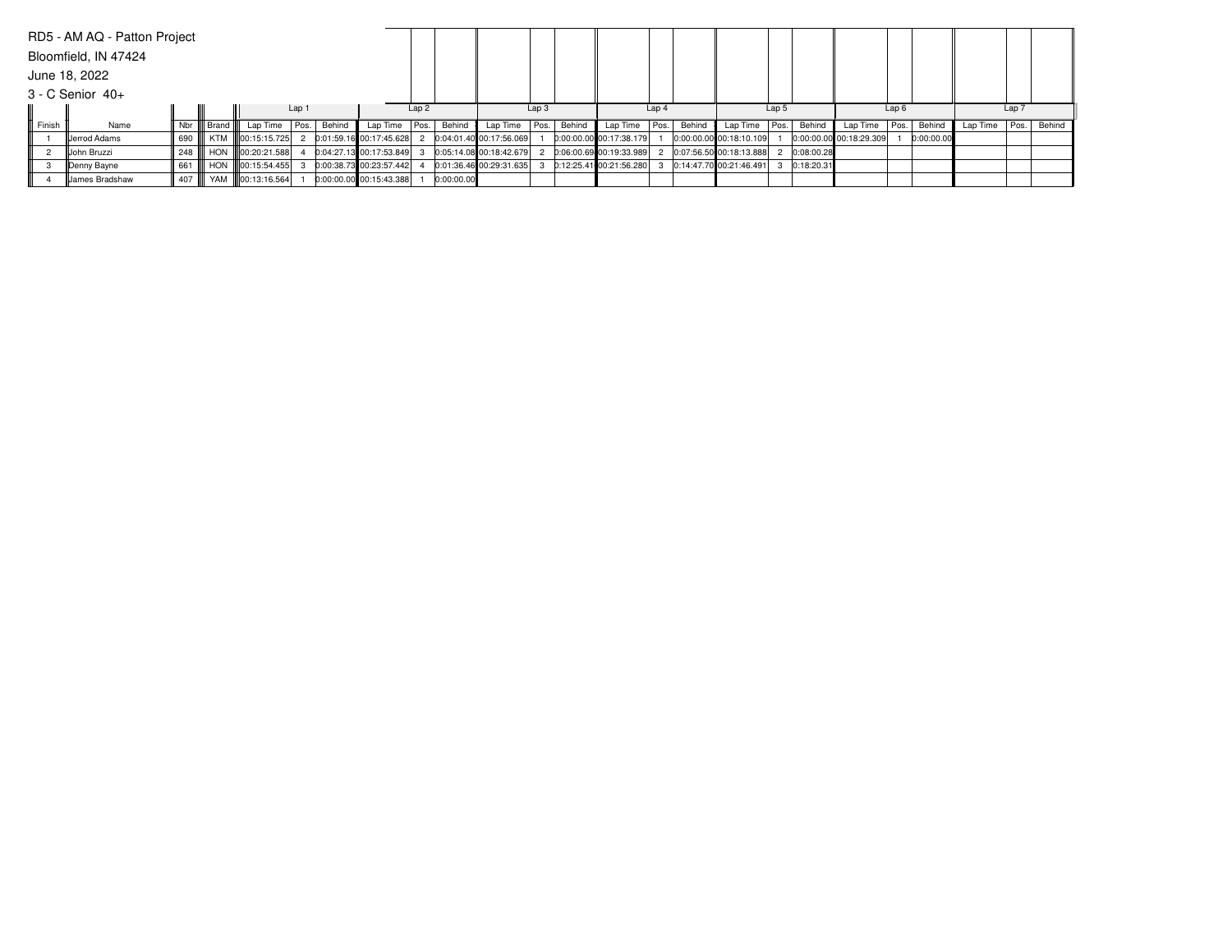RD5 - AM AQ - Patton Project

Bloomfield, IN 47424

June 18, 2022

3 - C Senior 40+

| | | | | Lap 1 | | | Lap 2 | | | Lap 3 | | | Lap 4 | | | Lap 5 | | | Lap 6 | | | Lap 7 | | |
|---|---|---|---|---|---|---|---|---|---|---|---|---|---|---|---|---|---|---|---|---|---|---|---|---|
| Finish | Name | Nbr | Brand | Lap Time | Pos. | Behind | Lap Time | Pos. | Behind | Lap Time | Pos. | Behind | Lap Time | Pos. | Behind | Lap Time | Pos. | Behind | Lap Time | Pos. | Behind | Lap Time | Pos. | Behind |
| 1 | Jerrod Adams | 690 | KTM | 00:15:15.725 | 2 | 0:01:59.16 | 00:17:45.628 | 2 | 0:04:01.40 | 00:17:56.069 | 1 | 0:00:00.00 | 00:17:38.179 | 1 | 0:00:00.00 | 00:18:10.109 | 1 | 0:00:00.00 | 00:18:29.309 | 1 | 0:00:00.00 | | | |
| 2 | John Bruzzi | 248 | HON | 00:20:21.588 | 4 | 0:04:27.13 | 00:17:53.849 | 3 | 0:05:14.08 | 00:18:42.679 | 2 | 0:06:00.69 | 00:19:33.989 | 2 | 0:07:56.50 | 00:18:13.888 | 2 | 0:08:00.28 | | | | | | |
| 3 | Denny Bayne | 661 | HON | 00:15:54.455 | 3 | 0:00:38.73 | 00:23:57.442 | 4 | 0:01:36.46 | 00:29:31.635 | 3 | 0:12:25.41 | 00:21:56.280 | 3 | 0:14:47.70 | 00:21:46.491 | 3 | 0:18:20.31 | | | | | | |
| 4 | James Bradshaw | 407 | YAM | 00:13:16.564 | 1 | 0:00:00.00 | 00:15:43.388 | 1 | 0:00:00.00 | | | | | | | | | | | | | | | |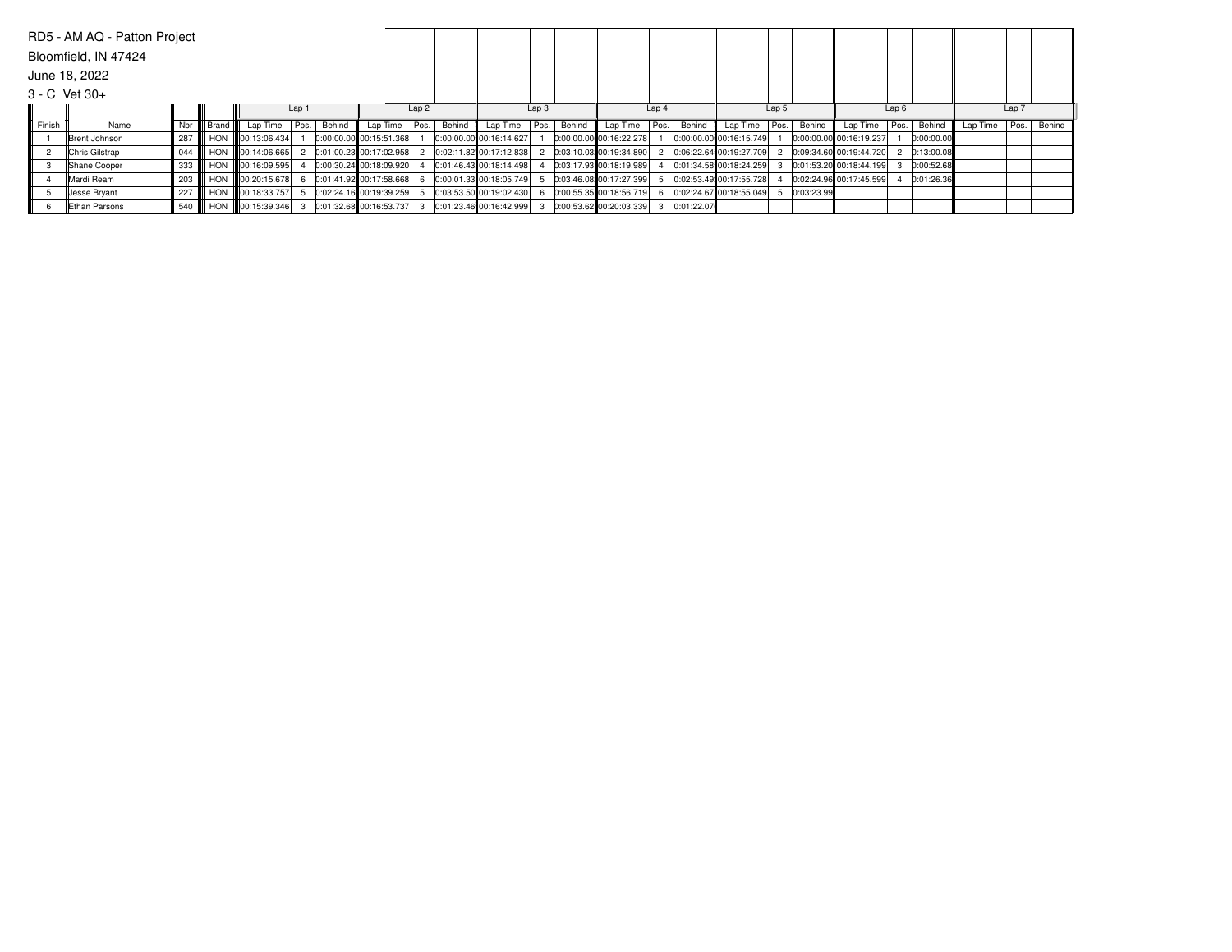RD5 - AM AQ - Patton Project

Bloomfield, IN 47424

June 18, 2022

3 - C Vet 30+

| | | | | Lap 1 | | | Lap 2 | | | Lap 3 | | | Lap 4 | | | Lap 5 | | | Lap 6 | | | Lap 7 | | |
|---|---|---|---|---|---|---|---|---|---|---|---|---|---|---|---|---|---|---|---|---|---|---|---|---|
| Finish | Name | Nbr | Brand | Lap Time | Pos. | Behind | Lap Time | Pos. | Behind | Lap Time | Pos. | Behind | Lap Time | Pos. | Behind | Lap Time | Pos. | Behind | Lap Time | Pos. | Behind | Lap Time | Pos. | Behind |
| 1 | Brent Johnson | 287 | HON | 00:13:06.434 | 1 | 0:00:00.00 | 00:15:51.368 | 1 | 0:00:00.00 | 00:16:14.627 | 1 | 0:00:00.00 | 00:16:22.278 | 1 | 0:00:00.00 | 00:16:15.749 | 1 | 0:00:00.00 | 00:16:19.237 | 1 | 0:00:00.00 | | | |
| 2 | Chris Gilstrap | 044 | HON | 00:14:06.665 | 2 | 0:01:00.23 | 00:17:02.958 | 2 | 0:02:11.82 | 00:17:12.838 | 2 | 0:03:10.03 | 00:19:34.890 | 2 | 0:06:22.64 | 00:19:27.709 | 2 | 0:09:34.60 | 00:19:44.720 | 2 | 0:13:00.08 | | | |
| 3 | Shane Cooper | 333 | HON | 00:16:09.595 | 4 | 0:00:30.24 | 00:18:09.920 | 4 | 0:01:46.43 | 00:18:14.498 | 4 | 0:03:17.93 | 00:18:19.989 | 4 | 0:01:34.58 | 00:18:24.259 | 3 | 0:01:53.20 | 00:18:44.199 | 3 | 0:00:52.68 | | | |
| 4 | Mardi Ream | 203 | HON | 00:20:15.678 | 6 | 0:01:41.92 | 00:17:58.668 | 6 | 0:00:01.33 | 00:18:05.749 | 5 | 0:03:46.08 | 00:17:27.399 | 5 | 0:02:53.49 | 00:17:55.728 | 4 | 0:02:24.96 | 00:17:45.599 | 4 | 0:01:26.36 | | | |
| 5 | Jesse Bryant | 227 | HON | 00:18:33.757 | 5 | 0:02:24.16 | 00:19:39.259 | 5 | 0:03:53.50 | 00:19:02.430 | 6 | 0:00:55.35 | 00:18:56.719 | 6 | 0:02:24.67 | 00:18:55.049 | 5 | 0:03:23.99 | | | | | | |
| 6 | Ethan Parsons | 540 | HON | 00:15:39.346 | 3 | 0:01:32.68 | 00:16:53.737 | 3 | 0:01:23.46 | 00:16:42.999 | 3 | 0:00:53.62 | 00:20:03.339 | 3 | 0:01:22.07 | | | | | | | | | |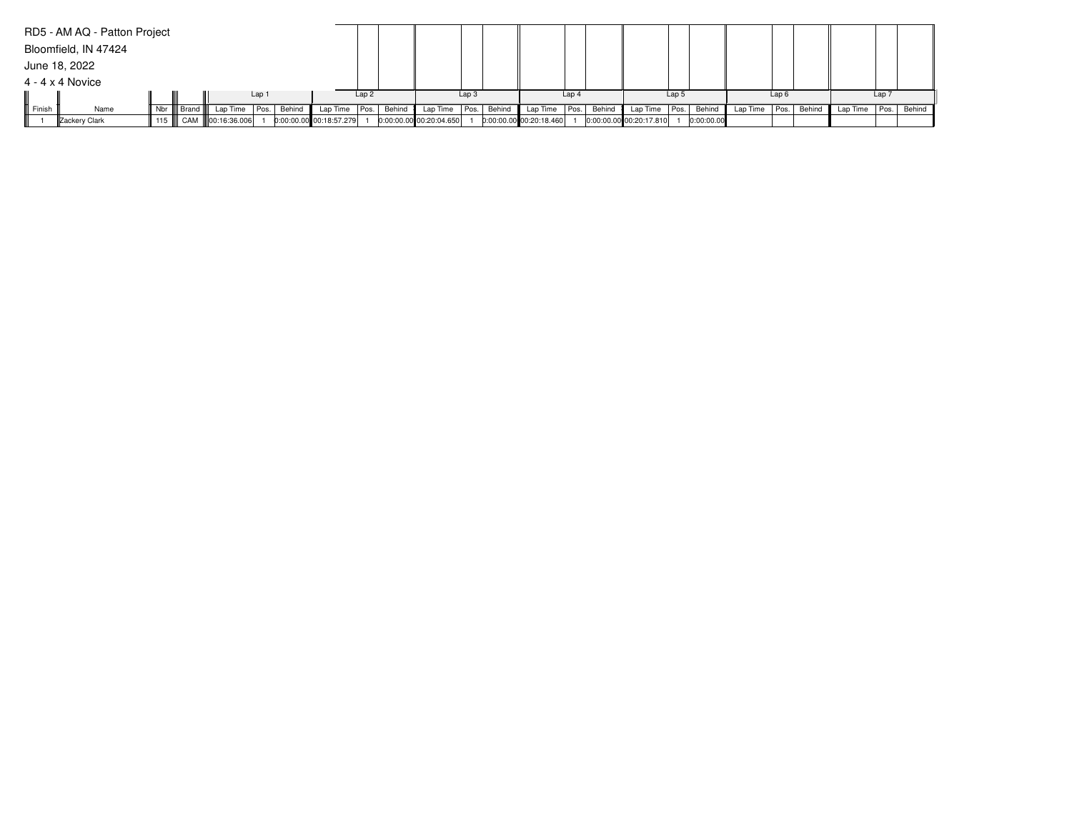RD5 - AM AQ - Patton Project

Bloomfield, IN 47424

June 18, 2022

4 - 4 x 4 Novice

| | | | | Lap 1 | | | Lap 2 | | | Lap 3 | | | Lap 4 | | | Lap 5 | | | Lap 6 | | | Lap 7 | | |
|---|---|---|---|---|---|---|---|---|---|---|---|---|---|---|---|---|---|---|---|---|---|---|---|---|
| Finish | Name | Nbr | Brand | Lap Time | Pos. | Behind | Lap Time | Pos. | Behind | Lap Time | Pos. | Behind | Lap Time | Pos. | Behind | Lap Time | Pos. | Behind | Lap Time | Pos. | Behind | Lap Time | Pos. | Behind |
| 1 | Zackery Clark | 115 | CAM | 00:16:36.006 | 1 | 0:00:00.00 | 00:18:57.279 | 1 | 0:00:00.00 | 00:20:04.650 | 1 | 0:00:00.00 | 00:20:18.460 | 1 | 0:00:00.00 | 00:20:17.810 | 1 | 0:00:00.00 | | | | | | |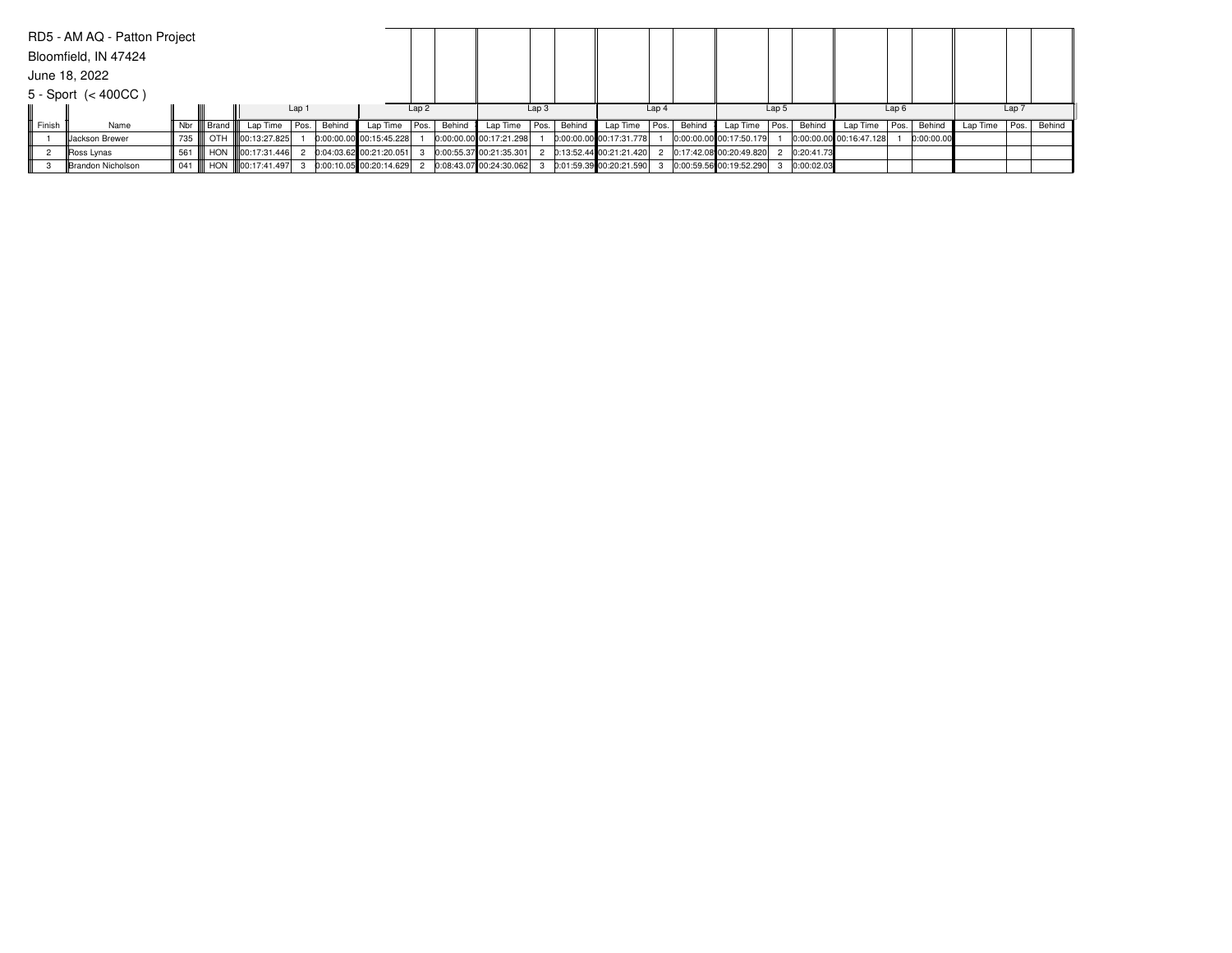RD5 - AM AQ - Patton Project

Bloomfield, IN 47424

June 18, 2022

5 - Sport (< 400CC )

| | | | | Lap 1 | | | Lap 2 | | | Lap 3 | | | Lap 4 | | | Lap 5 | | | Lap 6 | | | Lap 7 | | |
|---|---|---|---|---|---|---|---|---|---|---|---|---|---|---|---|---|---|---|---|---|---|---|---|---|
| Finish | Name | Nbr | Brand | Lap Time | Pos. | Behind | Lap Time | Pos. | Behind | Lap Time | Pos. | Behind | Lap Time | Pos. | Behind | Lap Time | Pos. | Behind | Lap Time | Pos. | Behind | Lap Time | Pos. | Behind |
| 1 | Jackson Brewer | 735 | OTH | 00:13:27.825 | 1 | 0:00:00.00 | 00:15:45.228 | 1 | 0:00:00.00 | 00:17:21.298 | 1 | 0:00:00.00 | 00:17:31.778 | 1 | 0:00:00.00 | 00:17:50.179 | 1 | 0:00:00.00 | 00:16:47.128 | 1 | 0:00:00.00 | | | |
| 2 | Ross Lynas | 561 | HON | 00:17:31.446 | 2 | 0:04:03.62 | 00:21:20.051 | 3 | 0:00:55.37 | 00:21:35.301 | 2 | 0:13:52.44 | 00:21:21.420 | 2 | 0:17:42.08 | 00:20:49.820 | 2 | 0:20:41.73 | | | | | | |
| 3 | Brandon Nicholson | 041 | HON | 00:17:41.497 | 3 | 0:00:10.05 | 00:20:14.629 | 2 | 0:08:43.07 | 00:24:30.062 | 3 | 0:01:59.39 | 00:20:21.590 | 3 | 0:00:59.56 | 00:19:52.290 | 3 | 0:00:02.03 | | | | | | |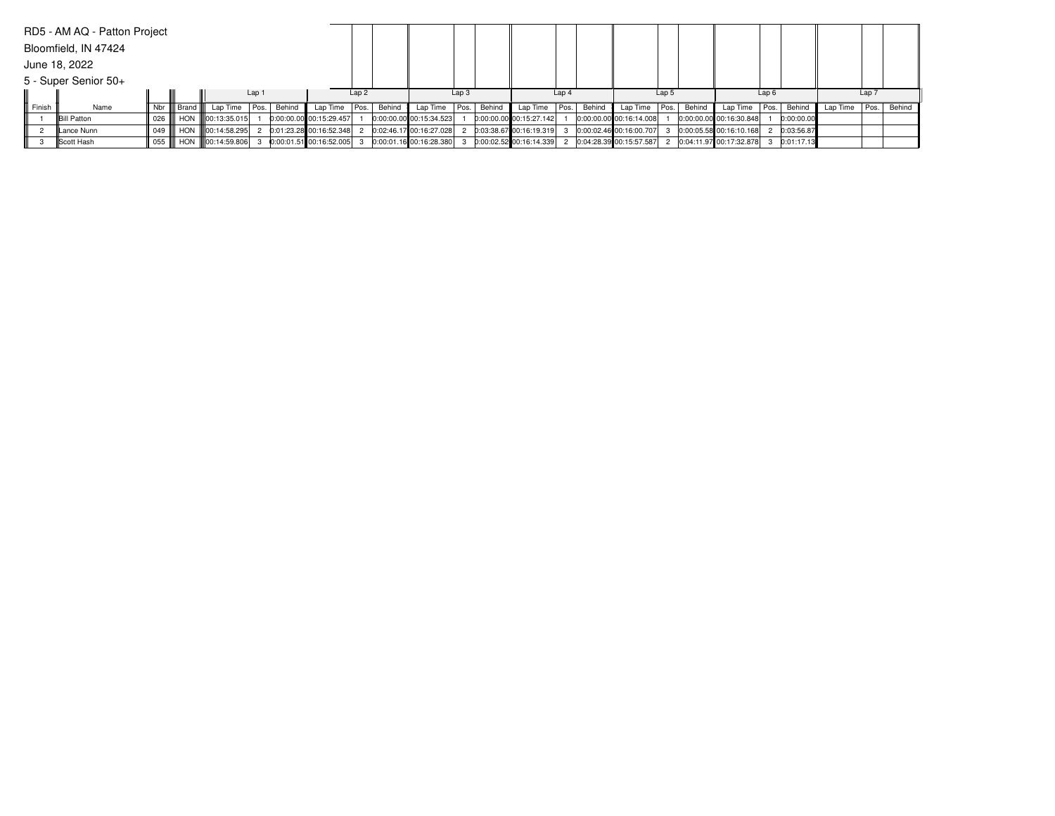RD5 - AM AQ - Patton Project

Bloomfield, IN 47424

June 18, 2022

5 - Super Senior 50+

| | | | | Lap 1 | | | Lap 2 | | | Lap 3 | | | Lap 4 | | | Lap 5 | | | Lap 6 | | | Lap 7 | | |
|---|---|---|---|---|---|---|---|---|---|---|---|---|---|---|---|---|---|---|---|---|---|---|---|---|
| Finish | Name | Nbr | Brand | Lap Time | Pos. | Behind | Lap Time | Pos. | Behind | Lap Time | Pos. | Behind | Lap Time | Pos. | Behind | Lap Time | Pos. | Behind | Lap Time | Pos. | Behind | Lap Time | Pos. | Behind |
| 1 | Bill Patton | 026 | HON | 00:13:35.015 | 1 | 0:00:00.00 | 00:15:29.457 | 1 | 0:00:00.00 | 00:15:34.523 | 1 | 0:00:00.00 | 00:15:27.142 | 1 | 0:00:00.00 | 00:16:14.008 | 1 | 0:00:00.00 | 00:16:30.848 | 1 | 0:00:00.00 | | | |
| 2 | Lance Nunn | 049 | HON | 00:14:58.295 | 2 | 0:01:23.28 | 00:16:52.348 | 2 | 0:02:46.17 | 00:16:27.028 | 2 | 0:03:38.67 | 00:16:19.319 | 3 | 0:00:02.46 | 00:16:00.707 | 3 | 0:00:05.58 | 00:16:10.168 | 2 | 0:03:56.87 | | | |
| 3 | Scott Hash | 055 | HON | 00:14:59.806 | 3 | 0:00:01.51 | 00:16:52.005 | 3 | 0:00:01.16 | 00:16:28.380 | 3 | 0:00:02.52 | 00:16:14.339 | 2 | 0:04:28.39 | 00:15:57.587 | 2 | 0:04:11.97 | 00:17:32.878 | 3 | 0:01:17.13 | | | |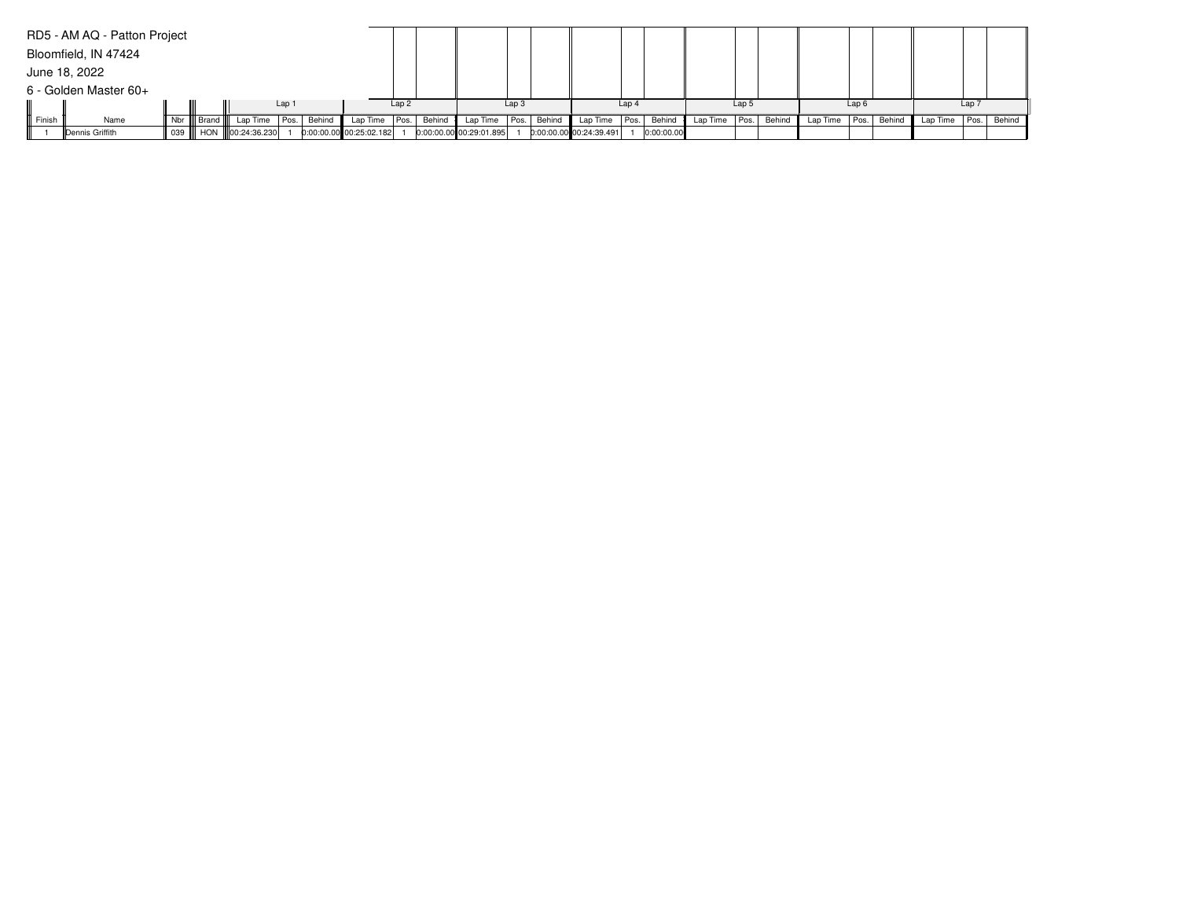RD5 - AM AQ - Patton Project

Bloomfield, IN 47424

June 18, 2022

6 - Golden Master 60+

| | | | | Lap 1 | | | Lap 2 | | | Lap 3 | | | Lap 4 | | | Lap 5 | | | Lap 6 | | | Lap 7 | | |
|---|---|---|---|---|---|---|---|---|---|---|---|---|---|---|---|---|---|---|---|---|---|---|---|---|
| Finish | Name | Nbr | Brand | Lap Time | Pos. | Behind | Lap Time | Pos. | Behind | Lap Time | Pos. | Behind | Lap Time | Pos. | Behind | Lap Time | Pos. | Behind | Lap Time | Pos. | Behind | Lap Time | Pos. | Behind |
| 1 | Dennis Griffith | 039 | HON | 00:24:36.230 | 1 | 0:00:00.00 | 00:25:02.182 | 1 | 0:00:00.00 | 00:29:01.895 | 1 | 0:00:00.00 | 00:24:39.491 | 1 | 0:00:00.00 | | | | | | | | | |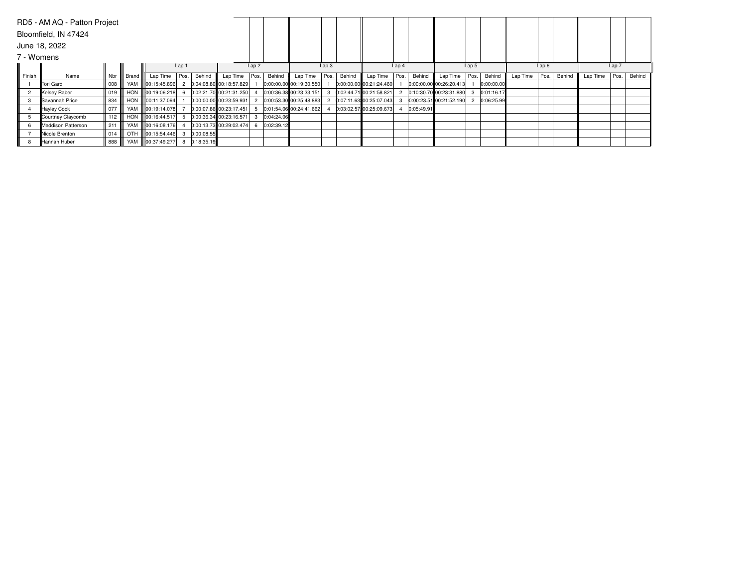RD5 - AM AQ - Patton Project

Bloomfield, IN 47424

June 18, 2022

7 - Womens

| | | | | Lap 1 | | | Lap 2 | | | Lap 3 | | | Lap 4 | | | Lap 5 | | | Lap 6 | | | Lap 7 | | |
|---|---|---|---|---|---|---|---|---|---|---|---|---|---|---|---|---|---|---|---|---|---|---|---|---|
| Finish | Name | Nbr | Brand | Lap Time | Pos. | Behind | Lap Time | Pos. | Behind | Lap Time | Pos. | Behind | Lap Time | Pos. | Behind | Lap Time | Pos. | Behind | Lap Time | Pos. | Behind | Lap Time | Pos. | Behind |
| 1 | Tori Gard | 008 | YAM | 00:15:45.896 | 2 | 0:04:08.80 | 00:18:57.829 | 1 | 0:00:00.00 | 00:19:30.550 | 1 | 0:00:00.00 | 00:21:24.460 | 1 | 0:00:00.00 | 00:26:20.413 | 1 | 0:00:00.00 | | | | | | |
| 2 | Kelsey Raber | 019 | HON | 00:19:06.218 | 6 | 0:02:21.70 | 00:21:31.250 | 4 | 0:00:36.38 | 00:23:33.151 | 3 | 0:02:44.71 | 00:21:58.821 | 2 | 0:10:30.70 | 00:23:31.880 | 3 | 0:01:16.17 | | | | | | |
| 3 | Savannah Price | 834 | HON | 00:11:37.094 | 1 | 0:00:00.00 | 00:23:59.931 | 2 | 0:00:53.30 | 00:25:48.883 | 2 | 0:07:11.63 | 00:25:07.043 | 3 | 0:00:23.51 | 00:21:52.190 | 2 | 0:06:25.99 | | | | | | |
| 4 | Hayley Cook | 077 | YAM | 00:19:14.078 | 7 | 0:00:07.86 | 00:23:17.451 | 5 | 0:01:54.06 | 00:24:41.662 | 4 | 0:03:02.57 | 00:25:09.673 | 4 | 0:05:49.91 | | | | | | | | | |
| 5 | Courtney Claycomb | 112 | HON | 00:16:44.517 | 5 | 0:00:36.34 | 00:23:16.571 | 3 | 0:04:24.06 | | | | | | | | | | | | | | | |
| 6 | Maddison Patterson | 211 | YAM | 00:16:08.176 | 4 | 0:00:13.73 | 00:29:02.474 | 6 | 0:02:39.12 | | | | | | | | | | | | | | | |
| 7 | Nicole Brenton | 014 | OTH | 00:15:54.446 | 3 | 0:00:08.55 | | | | | | | | | | | | | | | | | | |
| 8 | Hannah Huber | 888 | YAM | 00:37:49.277 | 8 | 0:18:35.19 | | | | | | | | | | | | | | | | | | |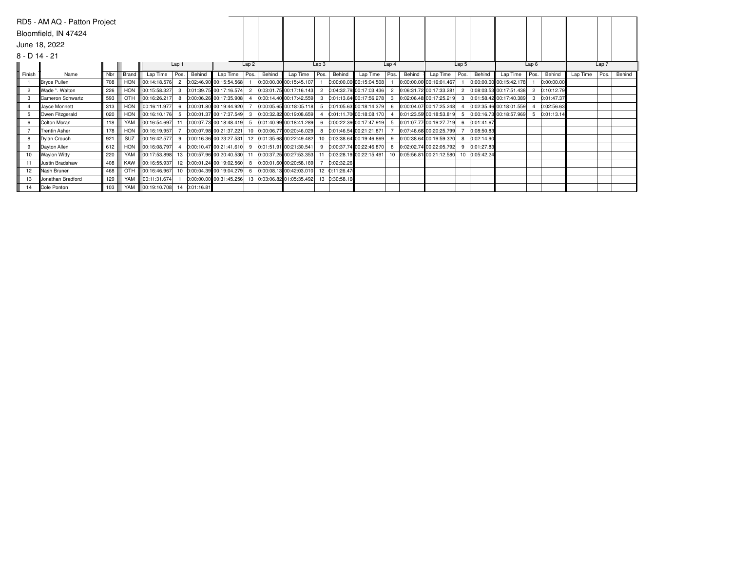RD5 - AM AQ - Patton Project

Bloomfield, IN 47424

June 18, 2022

8 - D 14 - 21

| | | | | Lap 1 | | | Lap 2 | | | Lap 3 | | | Lap 4 | | | Lap 5 | | | Lap 6 | | | Lap 7 | | |
|---|---|---|---|---|---|---|---|---|---|---|---|---|---|---|---|---|---|---|---|---|---|---|---|---|
| Finish | Name | Nbr | Brand | Lap Time | Pos. | Behind | Lap Time | Pos. | Behind | Lap Time | Pos. | Behind | Lap Time | Pos. | Behind | Lap Time | Pos. | Behind | Lap Time | Pos. | Behind | Lap Time | Pos. | Behind |
| 1 | Bryce Pullen | 708 | HON | 00:14:18.576 | 2 | 0:02:46.90 | 00:15:54.568 | 1 | 0:00:00.00 | 00:15:45.107 | 1 | 0:00:00.00 | 00:15:04.508 | 1 | 0:00:00.00 | 00:16:01.467 | 1 | 0:00:00.00 | 00:15:42.178 | 1 | 0:00:00.00 | | | |
| 2 | Wade *. Walton | 226 | HON | 00:15:58.327 | 3 | 0:01:39.75 | 00:17:16.574 | 2 | 0:03:01.75 | 00:17:16.143 | 2 | 0:04:32.79 | 00:17:03.436 | 2 | 0:06:31.72 | 00:17:33.281 | 2 | 0:08:03.53 | 00:17:51.438 | 2 | 0:10:12.79 | | | |
| 3 | Cameron Schwartz | 593 | OTH | 00:16:26.217 | 8 | 0:00:06.26 | 00:17:35.908 | 4 | 0:00:14.40 | 00:17:42.559 | 3 | 0:01:13.64 | 00:17:56.278 | 3 | 0:02:06.48 | 00:17:25.219 | 3 | 0:01:58.42 | 00:17:40.389 | 3 | 0:01:47.37 | | | |
| 4 | Jayce Monnett | 313 | HON | 00:16:11.977 | 6 | 0:00:01.80 | 00:19:44.920 | 7 | 0:00:05.65 | 00:18:05.118 | 5 | 0:01:05.63 | 00:18:14.379 | 6 | 0:00:04.07 | 00:17:25.248 | 4 | 0:02:35.46 | 00:18:01.559 | 4 | 0:02:56.63 | | | |
| 5 | Owen Fitzgerald | 020 | HON | 00:16:10.176 | 5 | 0:00:01.37 | 00:17:37.549 | 3 | 0:00:32.82 | 00:19:08.659 | 4 | 0:01:11.70 | 00:18:08.170 | 4 | 0:01:23.59 | 00:18:53.819 | 5 | 0:00:16.73 | 00:18:57.969 | 5 | 0:01:13.14 | | | |
| 6 | Colton Moran | 118 | YAM | 00:16:54.697 | 11 | 0:00:07.73 | 00:18:48.419 | 5 | 0:01:40.99 | 00:18:41.289 | 6 | 0:00:22.39 | 00:17:47.919 | 5 | 0:01:07.77 | 00:19:27.719 | 6 | 0:01:41.67 | | | | | | |
| 7 | Trentin Asher | 178 | HON | 00:16:19.957 | 7 | 0:00:07.98 | 00:21:37.221 | 10 | 0:00:06.77 | 00:20:46.029 | 8 | 0:01:46.54 | 00:21:21.871 | 7 | 0:07:48.68 | 00:20:25.799 | 7 | 0:08:50.83 | | | | | | |
| 8 | Dylan Crouch | 921 | SUZ | 00:16:42.577 | 9 | 0:00:16.36 | 00:23:27.531 | 12 | 0:01:35.68 | 00:22:49.482 | 10 | 0:03:38.64 | 00:19:46.869 | 9 | 0:00:38.64 | 00:19:59.320 | 8 | 0:02:14.90 | | | | | | |
| 9 | Dayton Allen | 612 | HON | 00:16:08.797 | 4 | 0:00:10.47 | 00:21:41.610 | 9 | 0:01:51.91 | 00:21:30.541 | 9 | 0:00:37.74 | 00:22:46.870 | 8 | 0:02:02.74 | 00:22:05.792 | 9 | 0:01:27.83 | | | | | | |
| 10 | Waylon Witty | 220 | YAM | 00:17:53.898 | 13 | 0:00:57.96 | 00:20:40.530 | 11 | 0:00:37.25 | 00:27:53.353 | 11 | 0:03:28.19 | 00:22:15.491 | 10 | 0:05:56.81 | 00:21:12.580 | 10 | 0:05:42.24 | | | | | | |
| 11 | Justin Bradshaw | 408 | KAW | 00:16:55.937 | 12 | 0:00:01.24 | 00:19:02.560 | 8 | 0:00:01.60 | 00:20:58.169 | 7 | 0:02:32.26 | | | | | | | | | | | | |
| 12 | Nash Bruner | 468 | OTH | 00:16:46.967 | 10 | 0:00:04.39 | 00:19:04.279 | 6 | 0:00:08.13 | 00:42:03.010 | 12 | 0:11:26.47 | | | | | | | | | | | | |
| 13 | Jonathan Bradford | 129 | YAM | 00:11:31.674 | 1 | 0:00:00.00 | 00:31:45.256 | 13 | 0:03:06.82 | 01:05:35.492 | 13 | 0:30:58.16 | | | | | | | | | | | | |
| 14 | Cole Ponton | 103 | YAM | 00:19:10.708 | 14 | 0:01:16.81 | | | | | | | | | | | | | | | | | | |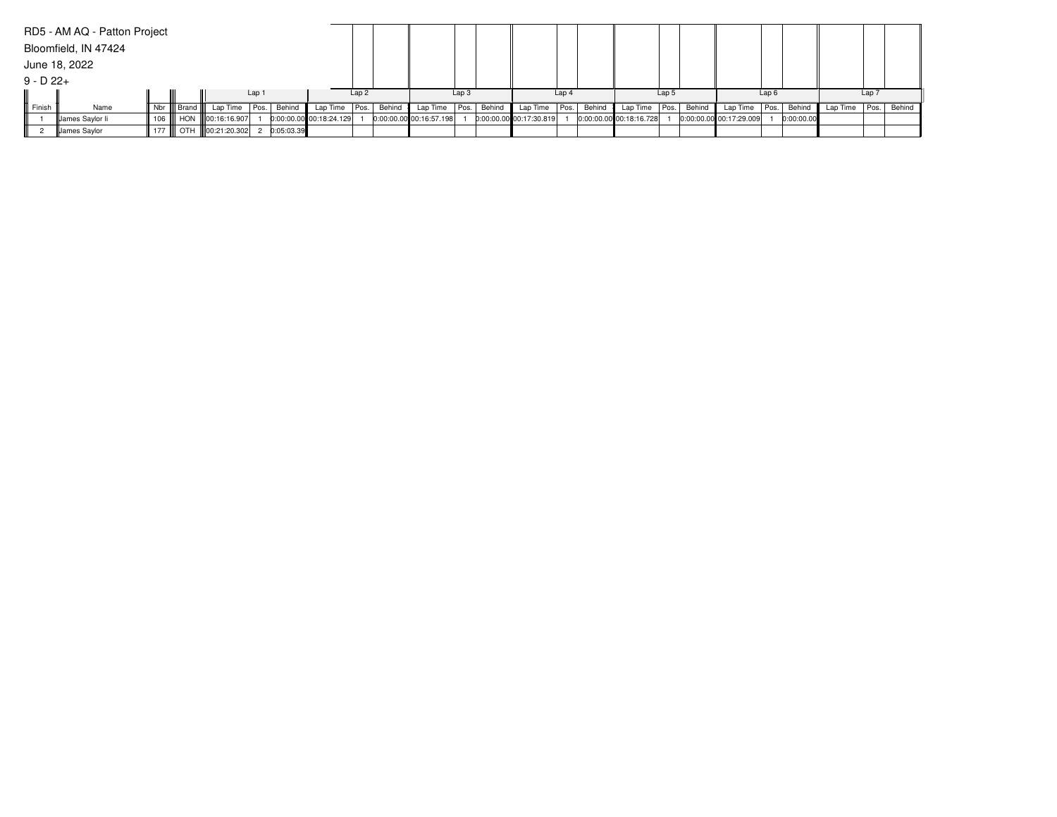RD5 - AM AQ - Patton Project

Bloomfield, IN 47424

June 18, 2022

9 - D 22+

| | | | | Lap 1 | | | Lap 2 | | | Lap 3 | | | Lap 4 | | | Lap 5 | | | Lap 6 | | | Lap 7 | | |
|---|---|---|---|---|---|---|---|---|---|---|---|---|---|---|---|---|---|---|---|---|---|---|---|---|
| Finish | Name | Nbr | Brand | Lap Time | Pos. | Behind | Lap Time | Pos. | Behind | Lap Time | Pos. | Behind | Lap Time | Pos. | Behind | Lap Time | Pos. | Behind | Lap Time | Pos. | Behind | Lap Time | Pos. | Behind |
| 1 | James Saylor Ii | 106 | HON | 00:16:16.907 | 1 | 0:00:00.00 | 00:18:24.129 | 1 | 0:00:00.00 | 00:16:57.198 | 1 | 0:00:00.00 | 00:17:30.819 | 1 | 0:00:00.00 | 00:18:16.728 | 1 | 0:00:00.00 | 00:17:29.009 | 1 | 0:00:00.00 | | | |
| 2 | James Saylor | 177 | OTH | 00:21:20.302 | 2 | 0:05:03.39 | | | | | | | | | | | | | | | | | | |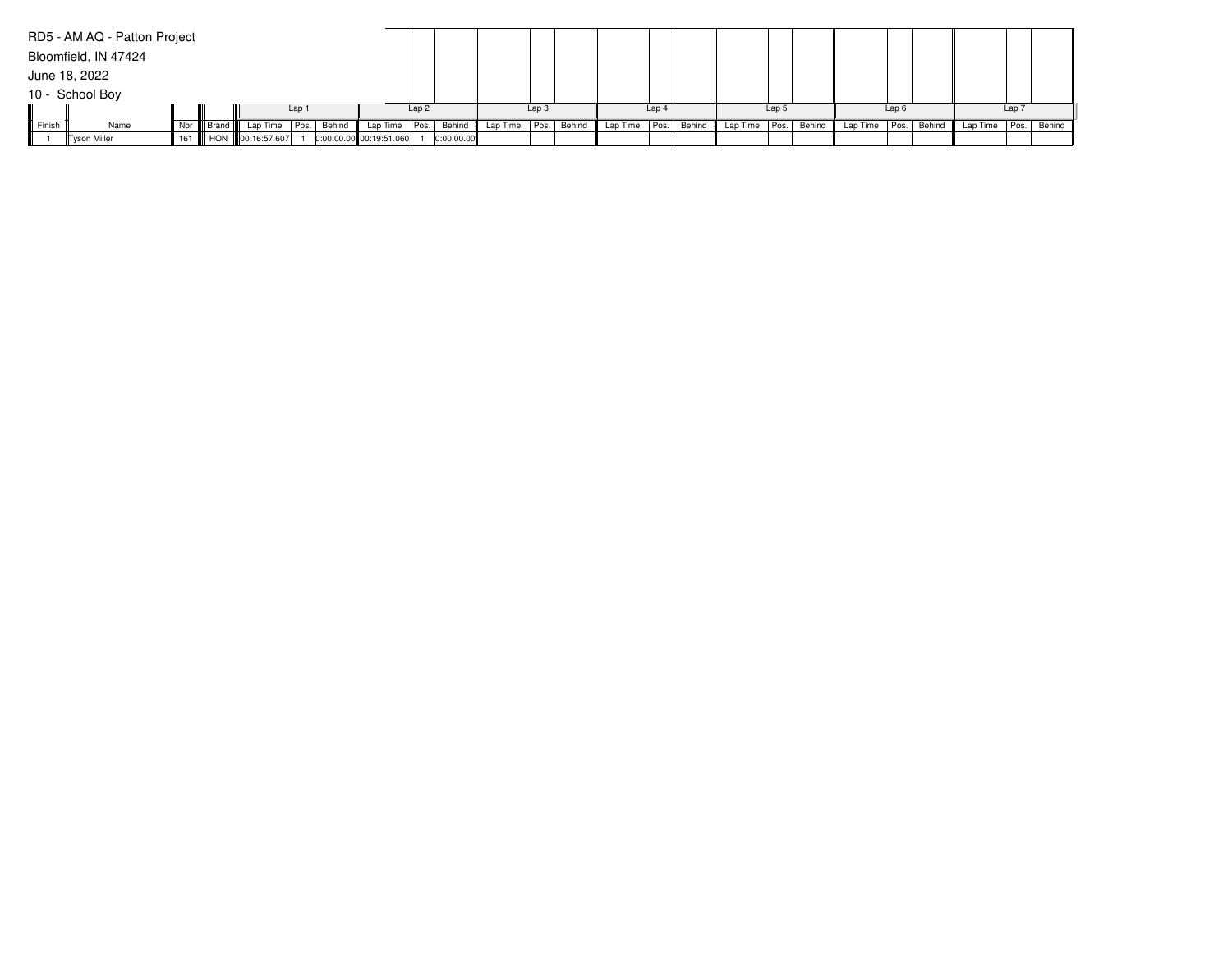RD5 - AM AQ - Patton Project

Bloomfield, IN 47424

June 18, 2022

10 - School Boy

| | | | | Lap 1 | | | Lap 2 | | | Lap 3 | | | Lap 4 | | | Lap 5 | | | Lap 6 | | | Lap 7 | | |
|---|---|---|---|---|---|---|---|---|---|---|---|---|---|---|---|---|---|---|---|---|---|---|---|---|
| Finish | Name | Nbr | Brand | Lap Time | Pos. | Behind | Lap Time | Pos. | Behind | Lap Time | Pos. | Behind | Lap Time | Pos. | Behind | Lap Time | Pos. | Behind | Lap Time | Pos. | Behind | Lap Time | Pos. | Behind |
| 1 | Tyson Miller | 161 | HON | 00:16:57.607 | 1 | 0:00:00.00 | 00:19:51.060 | 1 | 0:00:00.00 | | | | | | | | | | | | | | | |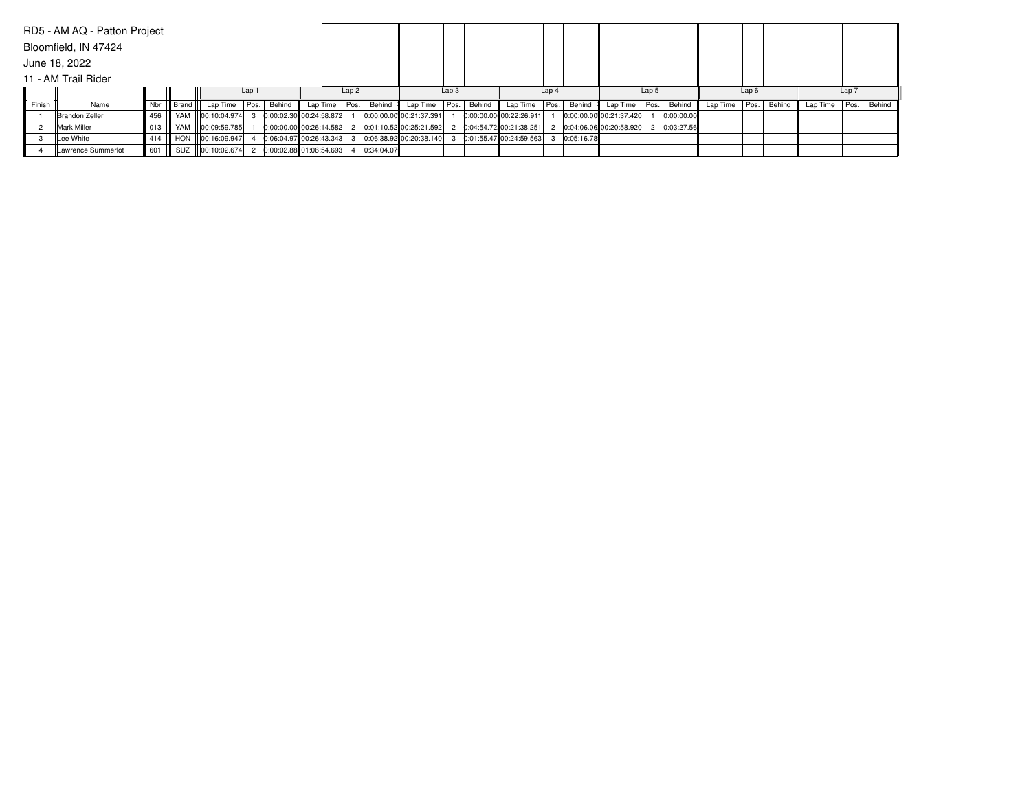RD5 - AM AQ - Patton Project

Bloomfield, IN 47424

June 18, 2022

11 - AM Trail Rider

| | | | | Lap 1 | | | Lap 2 | | | Lap 3 | | | Lap 4 | | | Lap 5 | | | Lap 6 | | | Lap 7 | | |
|---|---|---|---|---|---|---|---|---|---|---|---|---|---|---|---|---|---|---|---|---|---|---|---|---|
| Finish | Name | Nbr | Brand | Lap Time | Pos. | Behind | Lap Time | Pos. | Behind | Lap Time | Pos. | Behind | Lap Time | Pos. | Behind | Lap Time | Pos. | Behind | Lap Time | Pos. | Behind | Lap Time | Pos. | Behind |
| 1 | Brandon Zeller | 456 | YAM | 00:10:04.974 | 3 | 0:00:02.30 | 00:24:58.872 | 1 | 0:00:00.00 | 00:21:37.391 | 1 | 0:00:00.00 | 00:22:26.911 | 1 | 0:00:00.00 | 00:21:37.420 | 1 | 0:00:00.00 | | | | | | |
| 2 | Mark Miller | 013 | YAM | 00:09:59.785 | 1 | 0:00:00.00 | 00:26:14.582 | 2 | 0:01:10.52 | 00:25:21.592 | 2 | 0:04:54.72 | 00:21:38.251 | 2 | 0:04:06.06 | 00:20:58.920 | 2 | 0:03:27.56 | | | | | | |
| 3 | Lee White | 414 | HON | 00:16:09.947 | 4 | 0:06:04.97 | 00:26:43.343 | 3 | 0:06:38.92 | 00:20:38.140 | 3 | 0:01:55.47 | 00:24:59.563 | 3 | 0:05:16.78 | | | | | | | | | |
| 4 | Lawrence Summerlot | 601 | SUZ | 00:10:02.674 | 2 | 0:00:02.88 | 01:06:54.693 | 4 | 0:34:04.07 | | | | | | | | | | | | | | | |